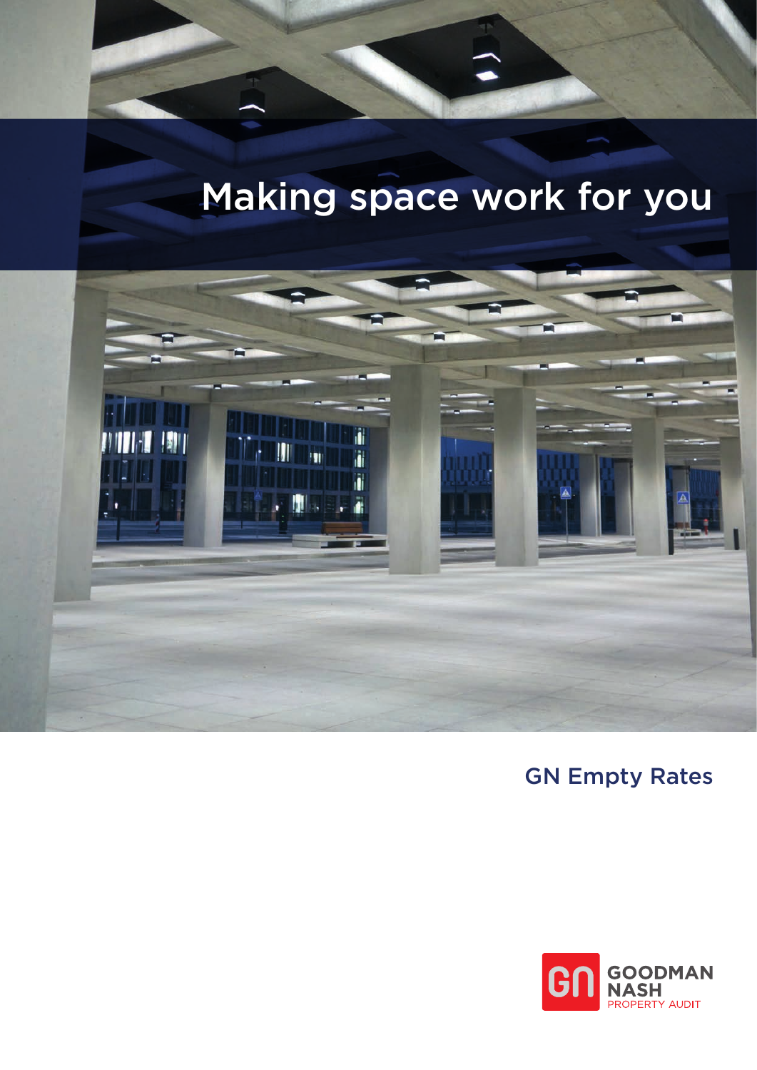# Making space work for you

## GN Empty Rates

GOODMAN NASH PROPERTY AUDIT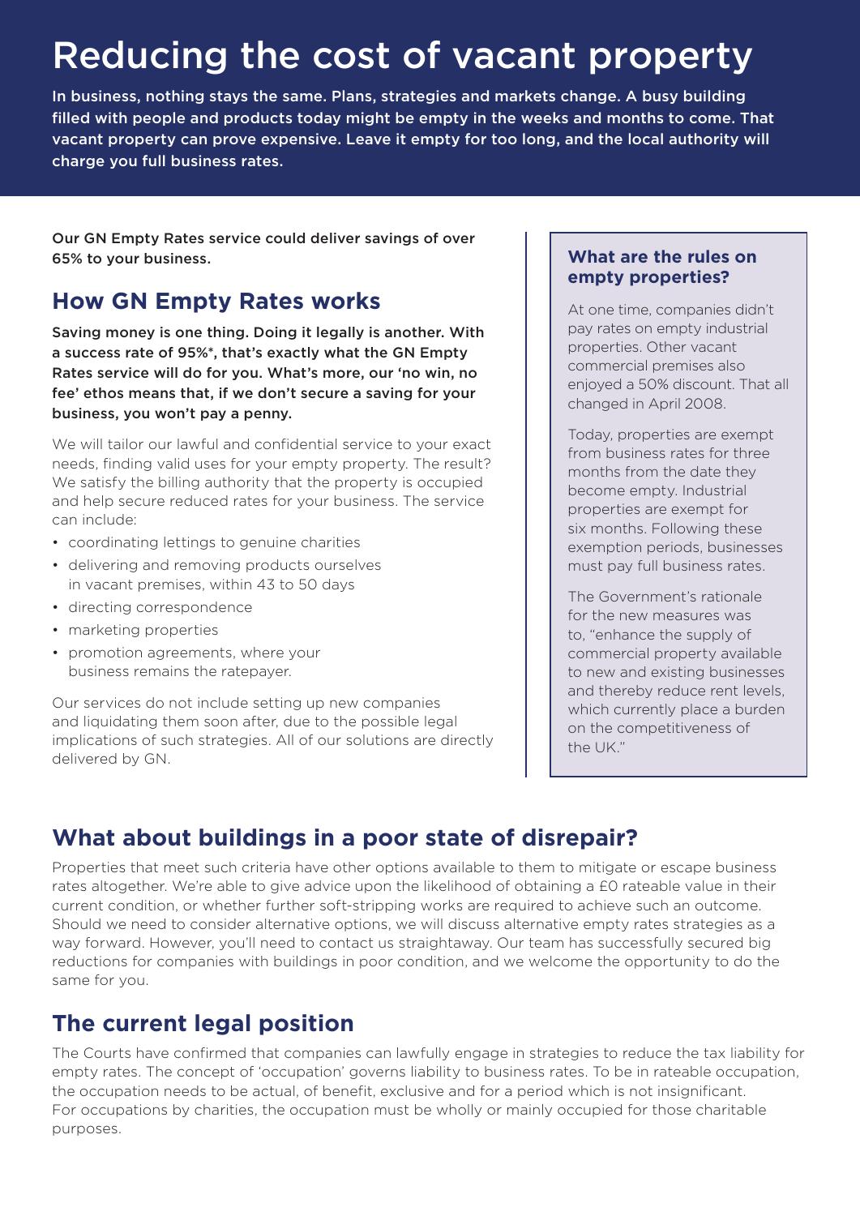# Reducing the cost of vacant property

**In business, nothing stays the same. Plans, strategies and markets change. A busy building filled with people and products today might be empty in the weeks and months to come. That vacant property can prove expensive. Leave it empty for too long, and the local authority will charge you full business rates.**

Our GN Empty Rates service could deliver savings of over 65% to your business.

## How GN Empty Rates works

**Saving money is one thing. Doing it legally is another. With a success rate of 95%*, that's exactly what the GN Empty Rates service will do for you. What's more, our 'no win, no fee' ethos means that, if we don't secure a saving for your business, you won't pay a penny.**

We will tailor our lawful and confidential service to your exact needs, finding valid uses for your empty property. The result? We satisfy the billing authority that the property is occupied and help secure reduced rates for your business. The service can include:

- coordinating lettings to genuine charities
- delivering and removing products ourselves in vacant premises, within 43 to 50 days
- directing correspondence
- marketing properties
- promotion agreements, where your business remains the ratepayer.

Our services do not include setting up new companies and liquidating them soon after, due to the possible legal implications of such strategies. All of our solutions are directly delivered by GN.

### What are the rules on empty properties?

At one time, companies didn't pay rates on empty industrial properties. Other vacant commercial premises also enjoyed a 50% discount. That all changed in April 2008.

Today, properties are exempt from business rates for three months from the date they become empty. Industrial properties are exempt for six months. Following these exemption periods, businesses must pay full business rates.

The Government's rationale for the new measures was to, "enhance the supply of commercial property available to new and existing businesses and thereby reduce rent levels, which currently place a burden on the competitiveness of the UK."

## What about buildings in a poor state of disrepair?

Properties that meet such criteria have other options available to them to mitigate or escape business rates altogether. We're able to give advice upon the likelihood of obtaining a £0 rateable value in their current condition, or whether further soft-stripping works are required to achieve such an outcome. Should we need to consider alternative options, we will discuss alternative empty rates strategies as a way forward. However, you'll need to contact us straightaway. Our team has successfully secured big reductions for companies with buildings in poor condition, and we welcome the opportunity to do the same for you.

## The current legal position

The Courts have confirmed that companies can lawfully engage in strategies to reduce the tax liability for empty rates. The concept of 'occupation' governs liability to business rates. To be in rateable occupation, the occupation needs to be actual, of benefit, exclusive and for a period which is not insignificant. For occupations by charities, the occupation must be wholly or mainly occupied for those charitable purposes.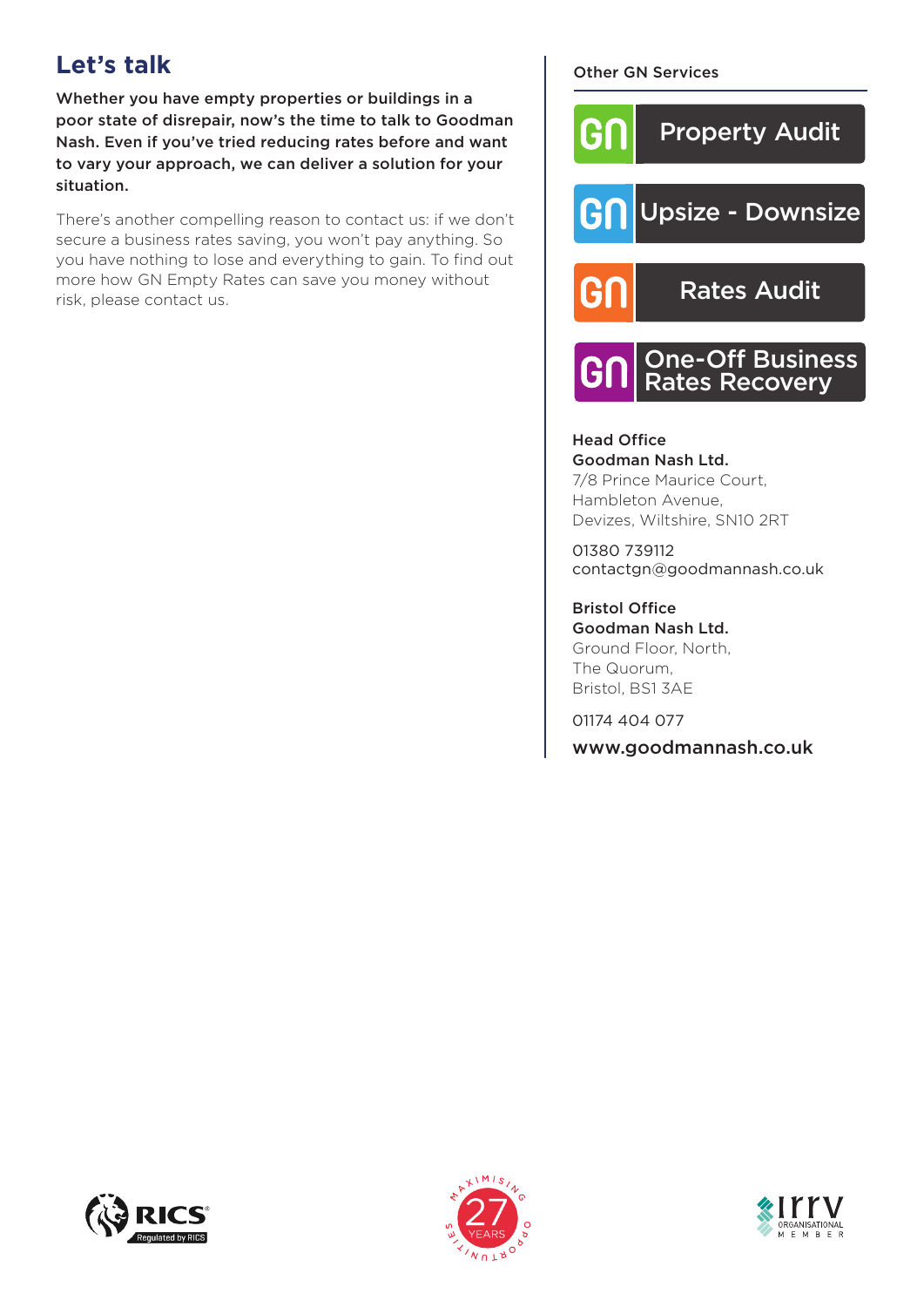## Let's talk

**Whether you have empty properties or buildings in a poor state of disrepair, now's the time to talk to Goodman Nash. Even if you've tried reducing rates before and want to vary your approach, we can deliver a solution for your situation.**

There's another compelling reason to contact us: if we don't secure a business rates saving, you won't pay anything. So you have nothing to lose and everything to gain. To find out more how GN Empty Rates can save you money without risk, please contact us.

### Other GN Services

- GN Property Audit
- GN Upsize - Downsize
- GN Rates Audit
- GN One-Off Business Rates Recovery

**Head Office**
**Goodman Nash Ltd.**
7/8 Prince Maurice Court,
Hambleton Avenue,
Devizes, Wiltshire, SN10 2RT

01380 739112
contactgn@goodmannash.co.uk

**Bristol Office**
**Goodman Nash Ltd.**
Ground Floor, North,
The Quorum,
Bristol, BS1 3AE

01174 404 077

www.goodmannash.co.uk

RICS Regulated by RICS

Maximising Opportunities 27 Years

IRRV Organisational Member